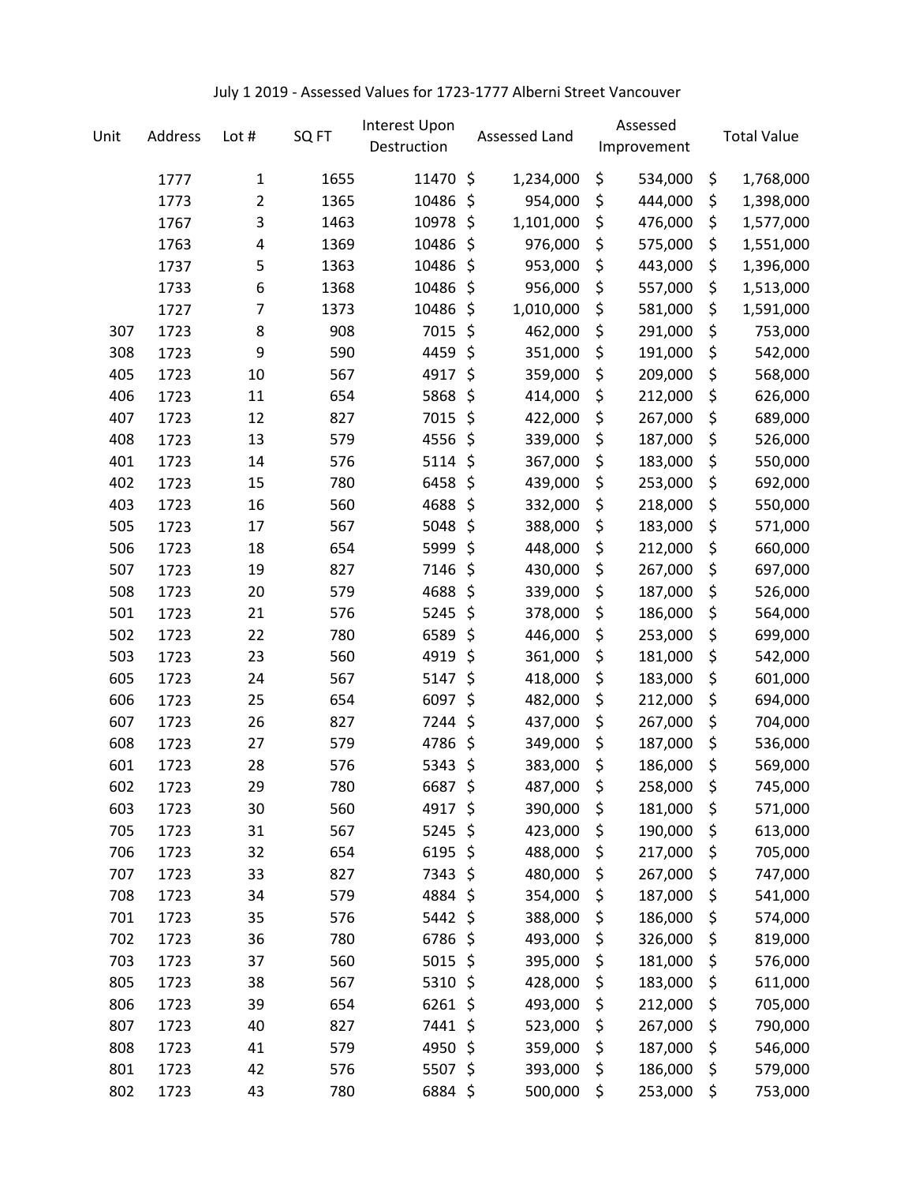July 1 2019 - Assessed Values for 1723-1777 Alberni Street Vancouver

| Unit | Address | Lot # | SQ FT | Interest Upon Destruction | Assessed Land | Assessed Improvement | Total Value |
|---|---|---|---|---|---|---|---|
| | 1777 | 1 | 1655 | 11470 | $ 1,234,000 | $ 534,000 | $ 1,768,000 |
| | 1773 | 2 | 1365 | 10486 | $ 954,000 | $ 444,000 | $ 1,398,000 |
| | 1767 | 3 | 1463 | 10978 | $ 1,101,000 | $ 476,000 | $ 1,577,000 |
| | 1763 | 4 | 1369 | 10486 | $ 976,000 | $ 575,000 | $ 1,551,000 |
| | 1737 | 5 | 1363 | 10486 | $ 953,000 | $ 443,000 | $ 1,396,000 |
| | 1733 | 6 | 1368 | 10486 | $ 956,000 | $ 557,000 | $ 1,513,000 |
| | 1727 | 7 | 1373 | 10486 | $ 1,010,000 | $ 581,000 | $ 1,591,000 |
| 307 | 1723 | 8 | 908 | 7015 | $ 462,000 | $ 291,000 | $ 753,000 |
| 308 | 1723 | 9 | 590 | 4459 | $ 351,000 | $ 191,000 | $ 542,000 |
| 405 | 1723 | 10 | 567 | 4917 | $ 359,000 | $ 209,000 | $ 568,000 |
| 406 | 1723 | 11 | 654 | 5868 | $ 414,000 | $ 212,000 | $ 626,000 |
| 407 | 1723 | 12 | 827 | 7015 | $ 422,000 | $ 267,000 | $ 689,000 |
| 408 | 1723 | 13 | 579 | 4556 | $ 339,000 | $ 187,000 | $ 526,000 |
| 401 | 1723 | 14 | 576 | 5114 | $ 367,000 | $ 183,000 | $ 550,000 |
| 402 | 1723 | 15 | 780 | 6458 | $ 439,000 | $ 253,000 | $ 692,000 |
| 403 | 1723 | 16 | 560 | 4688 | $ 332,000 | $ 218,000 | $ 550,000 |
| 505 | 1723 | 17 | 567 | 5048 | $ 388,000 | $ 183,000 | $ 571,000 |
| 506 | 1723 | 18 | 654 | 5999 | $ 448,000 | $ 212,000 | $ 660,000 |
| 507 | 1723 | 19 | 827 | 7146 | $ 430,000 | $ 267,000 | $ 697,000 |
| 508 | 1723 | 20 | 579 | 4688 | $ 339,000 | $ 187,000 | $ 526,000 |
| 501 | 1723 | 21 | 576 | 5245 | $ 378,000 | $ 186,000 | $ 564,000 |
| 502 | 1723 | 22 | 780 | 6589 | $ 446,000 | $ 253,000 | $ 699,000 |
| 503 | 1723 | 23 | 560 | 4919 | $ 361,000 | $ 181,000 | $ 542,000 |
| 605 | 1723 | 24 | 567 | 5147 | $ 418,000 | $ 183,000 | $ 601,000 |
| 606 | 1723 | 25 | 654 | 6097 | $ 482,000 | $ 212,000 | $ 694,000 |
| 607 | 1723 | 26 | 827 | 7244 | $ 437,000 | $ 267,000 | $ 704,000 |
| 608 | 1723 | 27 | 579 | 4786 | $ 349,000 | $ 187,000 | $ 536,000 |
| 601 | 1723 | 28 | 576 | 5343 | $ 383,000 | $ 186,000 | $ 569,000 |
| 602 | 1723 | 29 | 780 | 6687 | $ 487,000 | $ 258,000 | $ 745,000 |
| 603 | 1723 | 30 | 560 | 4917 | $ 390,000 | $ 181,000 | $ 571,000 |
| 705 | 1723 | 31 | 567 | 5245 | $ 423,000 | $ 190,000 | $ 613,000 |
| 706 | 1723 | 32 | 654 | 6195 | $ 488,000 | $ 217,000 | $ 705,000 |
| 707 | 1723 | 33 | 827 | 7343 | $ 480,000 | $ 267,000 | $ 747,000 |
| 708 | 1723 | 34 | 579 | 4884 | $ 354,000 | $ 187,000 | $ 541,000 |
| 701 | 1723 | 35 | 576 | 5442 | $ 388,000 | $ 186,000 | $ 574,000 |
| 702 | 1723 | 36 | 780 | 6786 | $ 493,000 | $ 326,000 | $ 819,000 |
| 703 | 1723 | 37 | 560 | 5015 | $ 395,000 | $ 181,000 | $ 576,000 |
| 805 | 1723 | 38 | 567 | 5310 | $ 428,000 | $ 183,000 | $ 611,000 |
| 806 | 1723 | 39 | 654 | 6261 | $ 493,000 | $ 212,000 | $ 705,000 |
| 807 | 1723 | 40 | 827 | 7441 | $ 523,000 | $ 267,000 | $ 790,000 |
| 808 | 1723 | 41 | 579 | 4950 | $ 359,000 | $ 187,000 | $ 546,000 |
| 801 | 1723 | 42 | 576 | 5507 | $ 393,000 | $ 186,000 | $ 579,000 |
| 802 | 1723 | 43 | 780 | 6884 | $ 500,000 | $ 253,000 | $ 753,000 |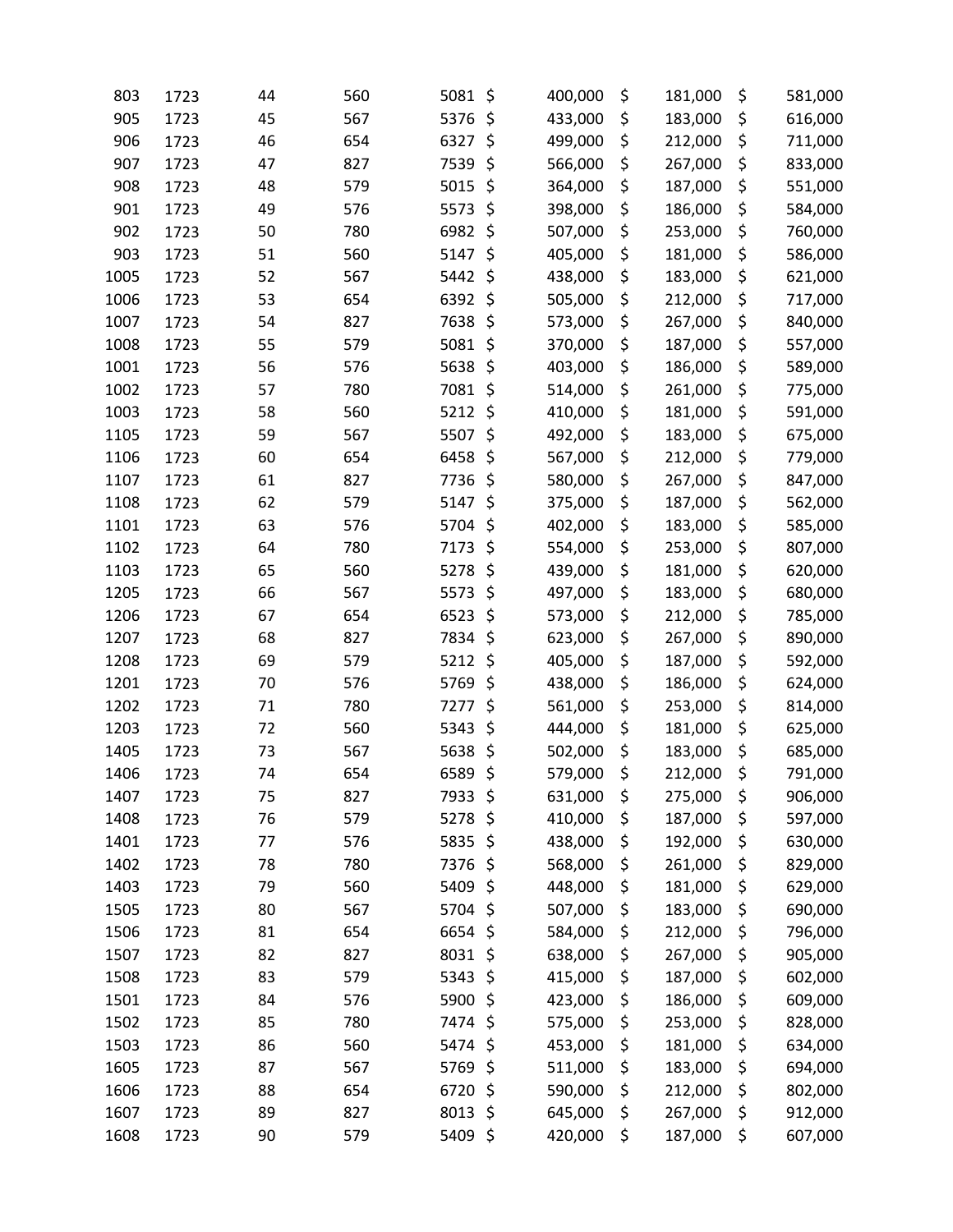| | | | | | | |
|---|---|---|---|---|---|---|
| 803 | 1723 | 44 | 560 | 5081 | $ 400,000 | $ 181,000 | $ 581,000 |
| 905 | 1723 | 45 | 567 | 5376 | $ 433,000 | $ 183,000 | $ 616,000 |
| 906 | 1723 | 46 | 654 | 6327 | $ 499,000 | $ 212,000 | $ 711,000 |
| 907 | 1723 | 47 | 827 | 7539 | $ 566,000 | $ 267,000 | $ 833,000 |
| 908 | 1723 | 48 | 579 | 5015 | $ 364,000 | $ 187,000 | $ 551,000 |
| 901 | 1723 | 49 | 576 | 5573 | $ 398,000 | $ 186,000 | $ 584,000 |
| 902 | 1723 | 50 | 780 | 6982 | $ 507,000 | $ 253,000 | $ 760,000 |
| 903 | 1723 | 51 | 560 | 5147 | $ 405,000 | $ 181,000 | $ 586,000 |
| 1005 | 1723 | 52 | 567 | 5442 | $ 438,000 | $ 183,000 | $ 621,000 |
| 1006 | 1723 | 53 | 654 | 6392 | $ 505,000 | $ 212,000 | $ 717,000 |
| 1007 | 1723 | 54 | 827 | 7638 | $ 573,000 | $ 267,000 | $ 840,000 |
| 1008 | 1723 | 55 | 579 | 5081 | $ 370,000 | $ 187,000 | $ 557,000 |
| 1001 | 1723 | 56 | 576 | 5638 | $ 403,000 | $ 186,000 | $ 589,000 |
| 1002 | 1723 | 57 | 780 | 7081 | $ 514,000 | $ 261,000 | $ 775,000 |
| 1003 | 1723 | 58 | 560 | 5212 | $ 410,000 | $ 181,000 | $ 591,000 |
| 1105 | 1723 | 59 | 567 | 5507 | $ 492,000 | $ 183,000 | $ 675,000 |
| 1106 | 1723 | 60 | 654 | 6458 | $ 567,000 | $ 212,000 | $ 779,000 |
| 1107 | 1723 | 61 | 827 | 7736 | $ 580,000 | $ 267,000 | $ 847,000 |
| 1108 | 1723 | 62 | 579 | 5147 | $ 375,000 | $ 187,000 | $ 562,000 |
| 1101 | 1723 | 63 | 576 | 5704 | $ 402,000 | $ 183,000 | $ 585,000 |
| 1102 | 1723 | 64 | 780 | 7173 | $ 554,000 | $ 253,000 | $ 807,000 |
| 1103 | 1723 | 65 | 560 | 5278 | $ 439,000 | $ 181,000 | $ 620,000 |
| 1205 | 1723 | 66 | 567 | 5573 | $ 497,000 | $ 183,000 | $ 680,000 |
| 1206 | 1723 | 67 | 654 | 6523 | $ 573,000 | $ 212,000 | $ 785,000 |
| 1207 | 1723 | 68 | 827 | 7834 | $ 623,000 | $ 267,000 | $ 890,000 |
| 1208 | 1723 | 69 | 579 | 5212 | $ 405,000 | $ 187,000 | $ 592,000 |
| 1201 | 1723 | 70 | 576 | 5769 | $ 438,000 | $ 186,000 | $ 624,000 |
| 1202 | 1723 | 71 | 780 | 7277 | $ 561,000 | $ 253,000 | $ 814,000 |
| 1203 | 1723 | 72 | 560 | 5343 | $ 444,000 | $ 181,000 | $ 625,000 |
| 1405 | 1723 | 73 | 567 | 5638 | $ 502,000 | $ 183,000 | $ 685,000 |
| 1406 | 1723 | 74 | 654 | 6589 | $ 579,000 | $ 212,000 | $ 791,000 |
| 1407 | 1723 | 75 | 827 | 7933 | $ 631,000 | $ 275,000 | $ 906,000 |
| 1408 | 1723 | 76 | 579 | 5278 | $ 410,000 | $ 187,000 | $ 597,000 |
| 1401 | 1723 | 77 | 576 | 5835 | $ 438,000 | $ 192,000 | $ 630,000 |
| 1402 | 1723 | 78 | 780 | 7376 | $ 568,000 | $ 261,000 | $ 829,000 |
| 1403 | 1723 | 79 | 560 | 5409 | $ 448,000 | $ 181,000 | $ 629,000 |
| 1505 | 1723 | 80 | 567 | 5704 | $ 507,000 | $ 183,000 | $ 690,000 |
| 1506 | 1723 | 81 | 654 | 6654 | $ 584,000 | $ 212,000 | $ 796,000 |
| 1507 | 1723 | 82 | 827 | 8031 | $ 638,000 | $ 267,000 | $ 905,000 |
| 1508 | 1723 | 83 | 579 | 5343 | $ 415,000 | $ 187,000 | $ 602,000 |
| 1501 | 1723 | 84 | 576 | 5900 | $ 423,000 | $ 186,000 | $ 609,000 |
| 1502 | 1723 | 85 | 780 | 7474 | $ 575,000 | $ 253,000 | $ 828,000 |
| 1503 | 1723 | 86 | 560 | 5474 | $ 453,000 | $ 181,000 | $ 634,000 |
| 1605 | 1723 | 87 | 567 | 5769 | $ 511,000 | $ 183,000 | $ 694,000 |
| 1606 | 1723 | 88 | 654 | 6720 | $ 590,000 | $ 212,000 | $ 802,000 |
| 1607 | 1723 | 89 | 827 | 8013 | $ 645,000 | $ 267,000 | $ 912,000 |
| 1608 | 1723 | 90 | 579 | 5409 | $ 420,000 | $ 187,000 | $ 607,000 |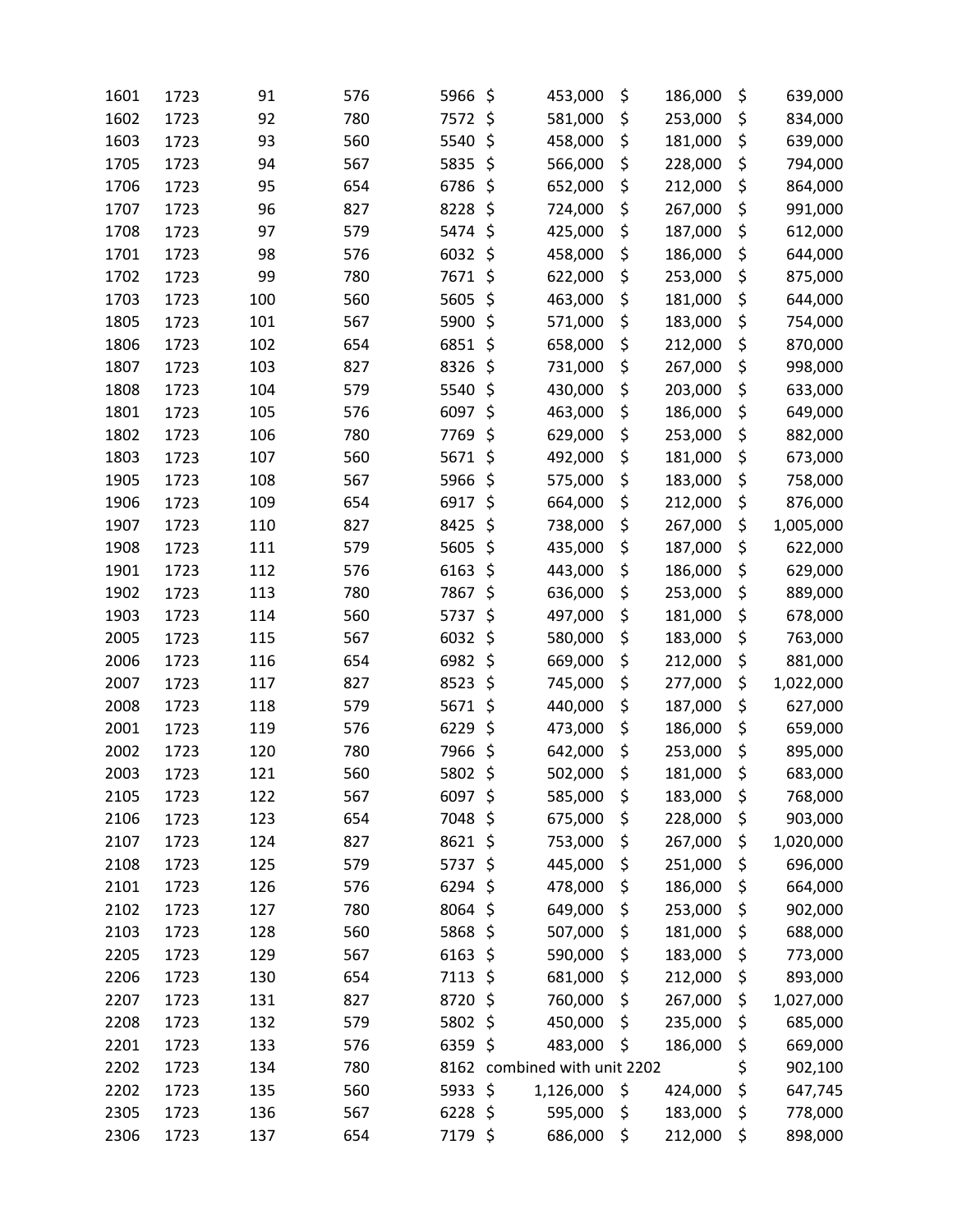| | | | | | | | |
|---|---|---|---|---|---|---|---|
| 1601 | 1723 | 91 | 576 | 5966 | $ 453,000 | $ 186,000 | $ 639,000 |
| 1602 | 1723 | 92 | 780 | 7572 | $ 581,000 | $ 253,000 | $ 834,000 |
| 1603 | 1723 | 93 | 560 | 5540 | $ 458,000 | $ 181,000 | $ 639,000 |
| 1705 | 1723 | 94 | 567 | 5835 | $ 566,000 | $ 228,000 | $ 794,000 |
| 1706 | 1723 | 95 | 654 | 6786 | $ 652,000 | $ 212,000 | $ 864,000 |
| 1707 | 1723 | 96 | 827 | 8228 | $ 724,000 | $ 267,000 | $ 991,000 |
| 1708 | 1723 | 97 | 579 | 5474 | $ 425,000 | $ 187,000 | $ 612,000 |
| 1701 | 1723 | 98 | 576 | 6032 | $ 458,000 | $ 186,000 | $ 644,000 |
| 1702 | 1723 | 99 | 780 | 7671 | $ 622,000 | $ 253,000 | $ 875,000 |
| 1703 | 1723 | 100 | 560 | 5605 | $ 463,000 | $ 181,000 | $ 644,000 |
| 1805 | 1723 | 101 | 567 | 5900 | $ 571,000 | $ 183,000 | $ 754,000 |
| 1806 | 1723 | 102 | 654 | 6851 | $ 658,000 | $ 212,000 | $ 870,000 |
| 1807 | 1723 | 103 | 827 | 8326 | $ 731,000 | $ 267,000 | $ 998,000 |
| 1808 | 1723 | 104 | 579 | 5540 | $ 430,000 | $ 203,000 | $ 633,000 |
| 1801 | 1723 | 105 | 576 | 6097 | $ 463,000 | $ 186,000 | $ 649,000 |
| 1802 | 1723 | 106 | 780 | 7769 | $ 629,000 | $ 253,000 | $ 882,000 |
| 1803 | 1723 | 107 | 560 | 5671 | $ 492,000 | $ 181,000 | $ 673,000 |
| 1905 | 1723 | 108 | 567 | 5966 | $ 575,000 | $ 183,000 | $ 758,000 |
| 1906 | 1723 | 109 | 654 | 6917 | $ 664,000 | $ 212,000 | $ 876,000 |
| 1907 | 1723 | 110 | 827 | 8425 | $ 738,000 | $ 267,000 | $ 1,005,000 |
| 1908 | 1723 | 111 | 579 | 5605 | $ 435,000 | $ 187,000 | $ 622,000 |
| 1901 | 1723 | 112 | 576 | 6163 | $ 443,000 | $ 186,000 | $ 629,000 |
| 1902 | 1723 | 113 | 780 | 7867 | $ 636,000 | $ 253,000 | $ 889,000 |
| 1903 | 1723 | 114 | 560 | 5737 | $ 497,000 | $ 181,000 | $ 678,000 |
| 2005 | 1723 | 115 | 567 | 6032 | $ 580,000 | $ 183,000 | $ 763,000 |
| 2006 | 1723 | 116 | 654 | 6982 | $ 669,000 | $ 212,000 | $ 881,000 |
| 2007 | 1723 | 117 | 827 | 8523 | $ 745,000 | $ 277,000 | $ 1,022,000 |
| 2008 | 1723 | 118 | 579 | 5671 | $ 440,000 | $ 187,000 | $ 627,000 |
| 2001 | 1723 | 119 | 576 | 6229 | $ 473,000 | $ 186,000 | $ 659,000 |
| 2002 | 1723 | 120 | 780 | 7966 | $ 642,000 | $ 253,000 | $ 895,000 |
| 2003 | 1723 | 121 | 560 | 5802 | $ 502,000 | $ 181,000 | $ 683,000 |
| 2105 | 1723 | 122 | 567 | 6097 | $ 585,000 | $ 183,000 | $ 768,000 |
| 2106 | 1723 | 123 | 654 | 7048 | $ 675,000 | $ 228,000 | $ 903,000 |
| 2107 | 1723 | 124 | 827 | 8621 | $ 753,000 | $ 267,000 | $ 1,020,000 |
| 2108 | 1723 | 125 | 579 | 5737 | $ 445,000 | $ 251,000 | $ 696,000 |
| 2101 | 1723 | 126 | 576 | 6294 | $ 478,000 | $ 186,000 | $ 664,000 |
| 2102 | 1723 | 127 | 780 | 8064 | $ 649,000 | $ 253,000 | $ 902,000 |
| 2103 | 1723 | 128 | 560 | 5868 | $ 507,000 | $ 181,000 | $ 688,000 |
| 2205 | 1723 | 129 | 567 | 6163 | $ 590,000 | $ 183,000 | $ 773,000 |
| 2206 | 1723 | 130 | 654 | 7113 | $ 681,000 | $ 212,000 | $ 893,000 |
| 2207 | 1723 | 131 | 827 | 8720 | $ 760,000 | $ 267,000 | $ 1,027,000 |
| 2208 | 1723 | 132 | 579 | 5802 | $ 450,000 | $ 235,000 | $ 685,000 |
| 2201 | 1723 | 133 | 576 | 6359 | $ 483,000 | $ 186,000 | $ 669,000 |
| 2202 | 1723 | 134 | 780 | 8162 | combined with unit 2202 | | $ 902,100 |
| 2202 | 1723 | 135 | 560 | 5933 | $ 1,126,000 | $ 424,000 | $ 647,745 |
| 2305 | 1723 | 136 | 567 | 6228 | $ 595,000 | $ 183,000 | $ 778,000 |
| 2306 | 1723 | 137 | 654 | 7179 | $ 686,000 | $ 212,000 | $ 898,000 |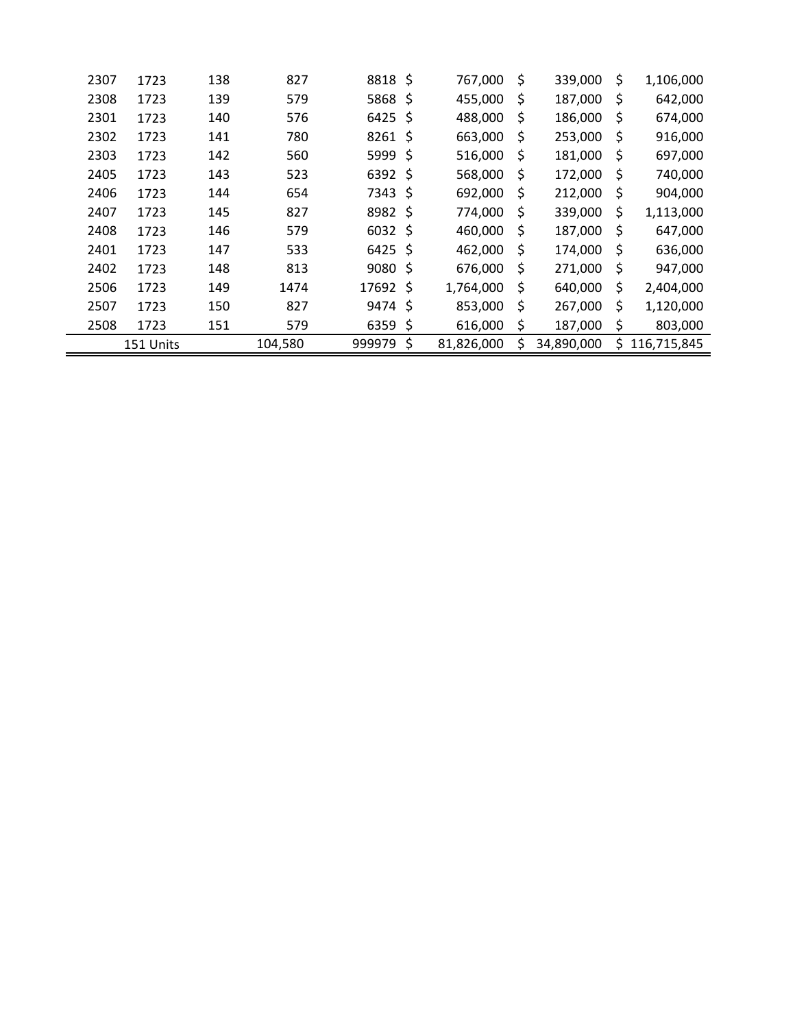| | | | | | | | |
|---|---|---|---|---|---|---|---|
| 2307 | 1723 | 138 | 827 | 8818 | $ 767,000 | $ 339,000 | $ 1,106,000 |
| 2308 | 1723 | 139 | 579 | 5868 | $ 455,000 | $ 187,000 | $ 642,000 |
| 2301 | 1723 | 140 | 576 | 6425 | $ 488,000 | $ 186,000 | $ 674,000 |
| 2302 | 1723 | 141 | 780 | 8261 | $ 663,000 | $ 253,000 | $ 916,000 |
| 2303 | 1723 | 142 | 560 | 5999 | $ 516,000 | $ 181,000 | $ 697,000 |
| 2405 | 1723 | 143 | 523 | 6392 | $ 568,000 | $ 172,000 | $ 740,000 |
| 2406 | 1723 | 144 | 654 | 7343 | $ 692,000 | $ 212,000 | $ 904,000 |
| 2407 | 1723 | 145 | 827 | 8982 | $ 774,000 | $ 339,000 | $ 1,113,000 |
| 2408 | 1723 | 146 | 579 | 6032 | $ 460,000 | $ 187,000 | $ 647,000 |
| 2401 | 1723 | 147 | 533 | 6425 | $ 462,000 | $ 174,000 | $ 636,000 |
| 2402 | 1723 | 148 | 813 | 9080 | $ 676,000 | $ 271,000 | $ 947,000 |
| 2506 | 1723 | 149 | 1474 | 17692 | $ 1,764,000 | $ 640,000 | $ 2,404,000 |
| 2507 | 1723 | 150 | 827 | 9474 | $ 853,000 | $ 267,000 | $ 1,120,000 |
| 2508 | 1723 | 151 | 579 | 6359 | $ 616,000 | $ 187,000 | $ 803,000 |
| | 151 Units | | 104,580 | 999979 | $ 81,826,000 | $ 34,890,000 | $ 116,715,845 |